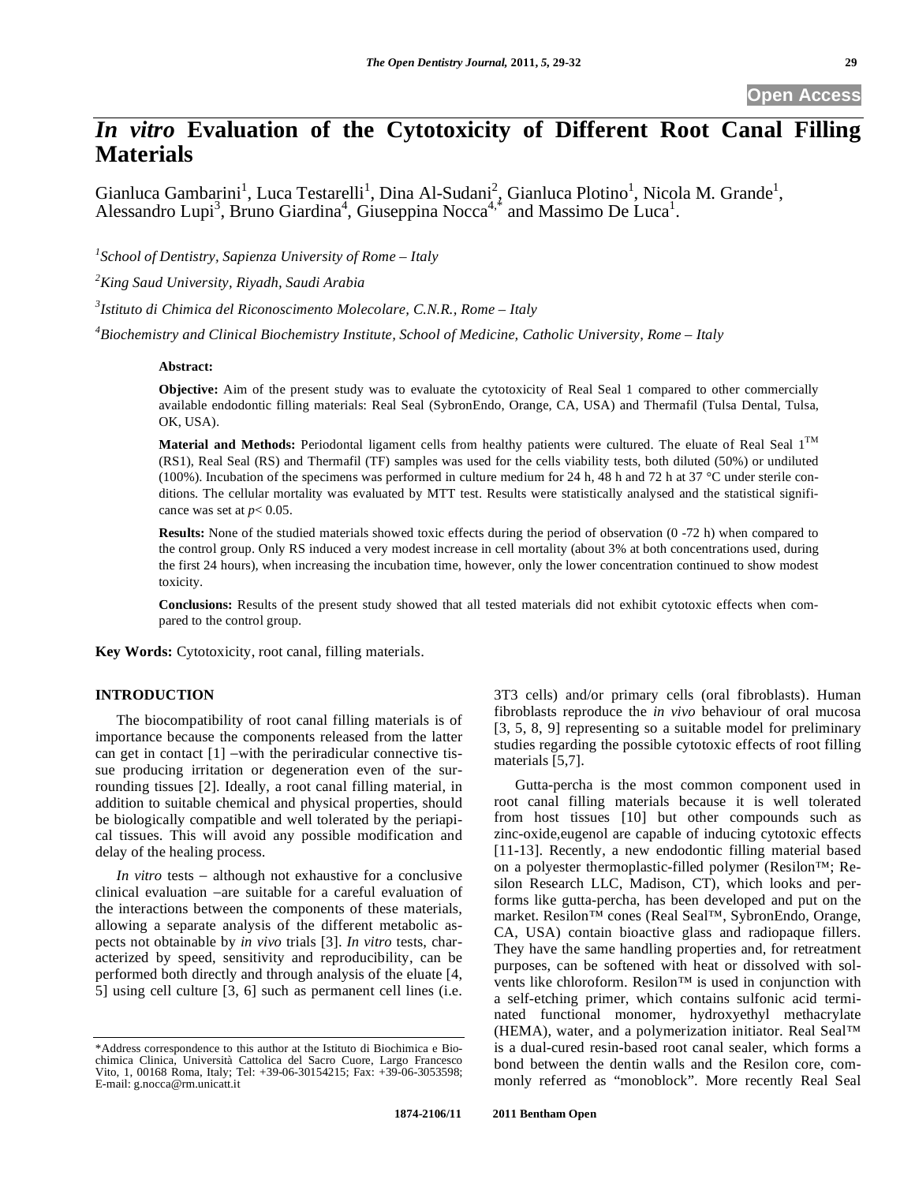Open Access

# *In vitro* Evaluation of the Cytotoxicity of Different Root Canal Filling Materials

Gianluca Gambarini[1], Luca Testarelli[1], Dina Al-Sudani[2], Gianluca Plotino[1], Nicola M. Grande[1], Alessandro Lupi[3], Bruno Giardina[4], Giuseppina Nocca[4,*] and Massimo De Luca[1].

[1] *School of Dentistry, Sapienza University of Rome – Italy*

[2] *King Saud University, Riyadh, Saudi Arabia*

[3] *Istituto di Chimica del Riconoscimento Molecolare, C.N.R., Rome – Italy*

[4] *Biochemistry and Clinical Biochemistry Institute, School of Medicine, Catholic University, Rome – Italy*

**Abstract:**

**Objective:** Aim of the present study was to evaluate the cytotoxicity of Real Seal 1 compared to other commercially available endodontic filling materials: Real Seal (SybronEndo, Orange, CA, USA) and Thermafil (Tulsa Dental, Tulsa, OK, USA).

**Material and Methods:** Periodontal ligament cells from healthy patients were cultured. The eluate of Real Seal 1™ (RS1), Real Seal (RS) and Thermafil (TF) samples was used for the cells viability tests, both diluted (50%) or undiluted (100%). Incubation of the specimens was performed in culture medium for 24 h, 48 h and 72 h at 37 °C under sterile conditions. The cellular mortality was evaluated by MTT test. Results were statistically analysed and the statistical significance was set at $p < 0.05$.

**Results:** None of the studied materials showed toxic effects during the period of observation (0 -72 h) when compared to the control group. Only RS induced a very modest increase in cell mortality (about 3% at both concentrations used, during the first 24 hours), when increasing the incubation time, however, only the lower concentration continued to show modest toxicity.

**Conclusions:** Results of the present study showed that all tested materials did not exhibit cytotoxic effects when compared to the control group.

**Key Words:** Cytotoxicity, root canal, filling materials.

## INTRODUCTION

The biocompatibility of root canal filling materials is of importance because the components released from the latter can get in contact [1] –with the periradicular connective tissue producing irritation or degeneration even of the surrounding tissues [2]. Ideally, a root canal filling material, in addition to suitable chemical and physical properties, should be biologically compatible and well tolerated by the periapical tissues. This will avoid any possible modification and delay of the healing process.

*In vitro* tests – although not exhaustive for a conclusive clinical evaluation –are suitable for a careful evaluation of the interactions between the components of these materials, allowing a separate analysis of the different metabolic aspects not obtainable by *in vivo* trials [3]. *In vitro* tests, characterized by speed, sensitivity and reproducibility, can be performed both directly and through analysis of the eluate [4, 5] using cell culture [3, 6] such as permanent cell lines (i.e. 3T3 cells) and/or primary cells (oral fibroblasts). Human fibroblasts reproduce the *in vivo* behaviour of oral mucosa [3, 5, 8, 9] representing so a suitable model for preliminary studies regarding the possible cytotoxic effects of root filling materials [5,7].

Gutta-percha is the most common component used in root canal filling materials because it is well tolerated from host tissues [10] but other compounds such as zinc-oxide,eugenol are capable of inducing cytotoxic effects [11-13]. Recently, a new endodontic filling material based on a polyester thermoplastic-filled polymer (Resilon™; Resilon Research LLC, Madison, CT), which looks and performs like gutta-percha, has been developed and put on the market. Resilon™ cones (Real Seal™, SybronEndo, Orange, CA, USA) contain bioactive glass and radiopaque fillers. They have the same handling properties and, for retreatment purposes, can be softened with heat or dissolved with solvents like chloroform. Resilon™ is used in conjunction with a self-etching primer, which contains sulfonic acid terminated functional monomer, hydroxyethyl methacrylate (HEMA), water, and a polymerization initiator. Real Seal™ is a dual-cured resin-based root canal sealer, which forms a bond between the dentin walls and the Resilon core, commonly referred as "monoblock". More recently Real Seal

*Address correspondence to this author at the Istituto di Biochimica e Biochimica Clinica, Università Cattolica del Sacro Cuore, Largo Francesco Vito, 1, 00168 Roma, Italy; Tel: +39-06-30154215; Fax: +39-06-3053598; E-mail: g.nocca@rm.unicatt.it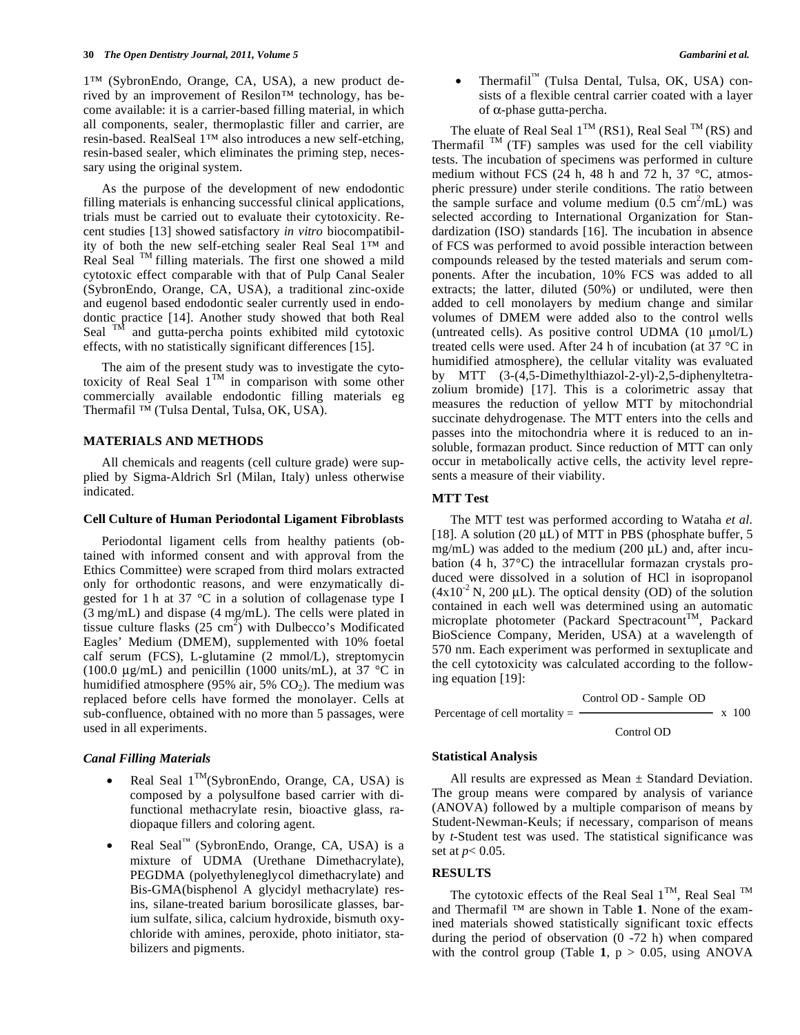1™ (SybronEndo, Orange, CA, USA), a new product derived by an improvement of Resilon™ technology, has become available: it is a carrier-based filling material, in which all components, sealer, thermoplastic filler and carrier, are resin-based. RealSeal 1™ also introduces a new self-etching, resin-based sealer, which eliminates the priming step, necessary using the original system.

As the purpose of the development of new endodontic filling materials is enhancing successful clinical applications, trials must be carried out to evaluate their cytotoxicity. Recent studies [13] showed satisfactory *in vitro* biocompatibility of both the new self-etching sealer Real Seal 1™ and Real Seal ™ filling materials. The first one showed a mild cytotoxic effect comparable with that of Pulp Canal Sealer (SybronEndo, Orange, CA, USA), a traditional zinc-oxide and eugenol based endodontic sealer currently used in endodontic practice [14]. Another study showed that both Real Seal ™ and gutta-percha points exhibited mild cytotoxic effects, with no statistically significant differences [15].

The aim of the present study was to investigate the cytotoxicity of Real Seal 1™ in comparison with some other commercially available endodontic filling materials eg Thermafil ™ (Tulsa Dental, Tulsa, OK, USA).

## MATERIALS AND METHODS

All chemicals and reagents (cell culture grade) were supplied by Sigma-Aldrich Srl (Milan, Italy) unless otherwise indicated.

### Cell Culture of Human Periodontal Ligament Fibroblasts

Periodontal ligament cells from healthy patients (obtained with informed consent and with approval from the Ethics Committee) were scraped from third molars extracted only for orthodontic reasons, and were enzymatically digested for 1 h at 37 °C in a solution of collagenase type I (3 mg/mL) and dispase (4 mg/mL). The cells were plated in tissue culture flasks (25 $cm^2$) with Dulbecco's Modificated Eagles' Medium (DMEM), supplemented with 10% foetal calf serum (FCS), L-glutamine (2 mmol/L), streptomycin (100.0 µg/mL) and penicillin (1000 units/mL), at 37 °C in humidified atmosphere (95% air, 5% $CO_2$). The medium was replaced before cells have formed the monolayer. Cells at sub-confluence, obtained with no more than 5 passages, were used in all experiments.

### *Canal Filling Materials*

- Real Seal 1™(SybronEndo, Orange, CA, USA) is composed by a polysulfone based carrier with difunctional methacrylate resin, bioactive glass, radiopaque fillers and coloring agent.
- Real Seal™ (SybronEndo, Orange, CA, USA) is a mixture of UDMA (Urethane Dimethacrylate), PEGDMA (polyethyleneglycol dimethacrylate) and Bis-GMA(bisphenol A glycidyl methacrylate) resins, silane-treated barium borosilicate glasses, barium sulfate, silica, calcium hydroxide, bismuth oxychloride with amines, peroxide, photo initiator, stabilizers and pigments.
- Thermafil™ (Tulsa Dental, Tulsa, OK, USA) consists of a flexible central carrier coated with a layer of α-phase gutta-percha.

The eluate of Real Seal 1™ (RS1), Real Seal ™ (RS) and Thermafil ™ (TF) samples was used for the cell viability tests. The incubation of specimens was performed in culture medium without FCS (24 h, 48 h and 72 h, 37 °C, atmospheric pressure) under sterile conditions. The ratio between the sample surface and volume medium (0.5 $cm^2$/mL) was selected according to International Organization for Standardization (ISO) standards [16]. The incubation in absence of FCS was performed to avoid possible interaction between compounds released by the tested materials and serum components. After the incubation, 10% FCS was added to all extracts; the latter, diluted (50%) or undiluted, were then added to cell monolayers by medium change and similar volumes of DMEM were added also to the control wells (untreated cells). As positive control UDMA (10 µmol/L) treated cells were used. After 24 h of incubation (at 37 °C in humidified atmosphere), the cellular vitality was evaluated by MTT (3-(4,5-Dimethylthiazol-2-yl)-2,5-diphenyltetrazolium bromide) [17]. This is a colorimetric assay that measures the reduction of yellow MTT by mitochondrial succinate dehydrogenase. The MTT enters into the cells and passes into the mitochondria where it is reduced to an insoluble, formazan product. Since reduction of MTT can only occur in metabolically active cells, the activity level represents a measure of their viability.

### MTT Test

The MTT test was performed according to Wataha *et al.* [18]. A solution (20 µL) of MTT in PBS (phosphate buffer, 5 mg/mL) was added to the medium (200 µL) and, after incubation (4 h, 37°C) the intracellular formazan crystals produced were dissolved in a solution of HCl in isopropanol ($4x10^{-2}$ N, 200 µL). The optical density (OD) of the solution contained in each well was determined using an automatic microplate photometer (Packard Spectracount™, Packard BioScience Company, Meriden, USA) at a wavelength of 570 nm. Each experiment was performed in sextuplicate and the cell cytotoxicity was calculated according to the following equation [19]:

$$\text{Percentage of cell mortality} = \frac{\text{Control OD - Sample OD}}{\text{Control OD}} \times 100$$

### Statistical Analysis

All results are expressed as Mean ± Standard Deviation. The group means were compared by analysis of variance (ANOVA) followed by a multiple comparison of means by Student-Newman-Keuls; if necessary, comparison of means by *t*-Student test was used. The statistical significance was set at $p < 0.05$.

## RESULTS

The cytotoxic effects of the Real Seal 1™, Real Seal ™ and Thermafil ™ are shown in Table **1**. None of the examined materials showed statistically significant toxic effects during the period of observation (0 -72 h) when compared with the control group (Table **1**, $p > 0.05$, using ANOVA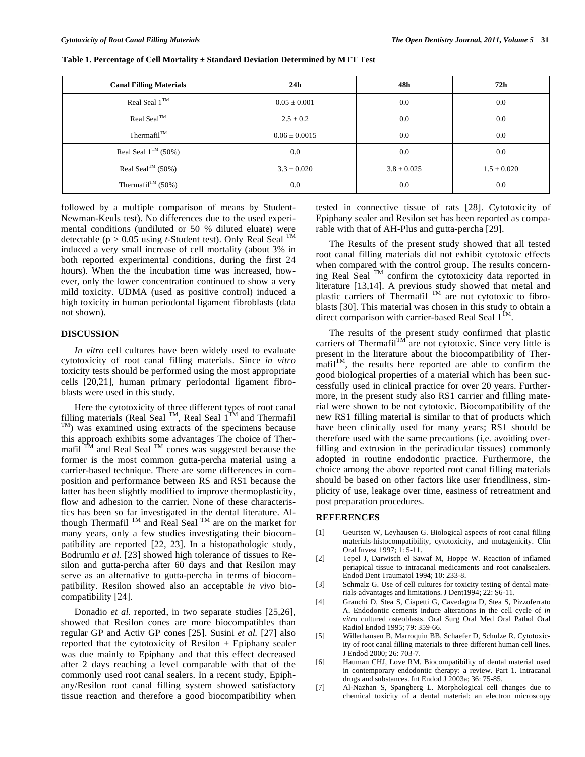**Table 1. Percentage of Cell Mortality ± Standard Deviation Determined by MTT Test**

| Canal Filling Materials | 24h | 48h | 72h |
|---|---|---|---|
| Real Seal 1™ | 0.05 ± 0.001 | 0.0 | 0.0 |
| Real Seal™ | 2.5 ± 0.2 | 0.0 | 0.0 |
| Thermafil™ | 0.06 ± 0.0015 | 0.0 | 0.0 |
| Real Seal 1™ (50%) | 0.0 | 0.0 | 0.0 |
| Real Seal™ (50%) | 3.3 ± 0.020 | 3.8 ± 0.025 | 1.5 ± 0.020 |
| Thermafil™ (50%) | 0.0 | 0.0 | 0.0 |

followed by a multiple comparison of means by Student-Newman-Keuls test). No differences due to the used experimental conditions (undiluted or 50 % diluted eluate) were detectable ($p > 0.05$ using *t*-Student test). Only Real Seal ™ induced a very small increase of cell mortality (about 3% in both reported experimental conditions, during the first 24 hours). When the the incubation time was increased, however, only the lower concentration continued to show a very mild toxicity. UDMA (used as positive control) induced a high toxicity in human periodontal ligament fibroblasts (data not shown).

## DISCUSSION

*In vitro* cell cultures have been widely used to evaluate cytotoxicity of root canal filling materials. Since *in vitro* toxicity tests should be performed using the most appropriate cells [20,21], human primary periodontal ligament fibroblasts were used in this study.

Here the cytotoxicity of three different types of root canal filling materials (Real Seal ™, Real Seal 1™ and Thermafil ™) was examined using extracts of the specimens because this approach exhibits some advantages The choice of Thermafil ™ and Real Seal ™ cones was suggested because the former is the most common gutta-percha material using a carrier-based technique. There are some differences in composition and performance between RS and RS1 because the latter has been slightly modified to improve thermoplasticity, flow and adhesion to the carrier. None of these characteristics has been so far investigated in the dental literature. Although Thermafil ™ and Real Seal ™ are on the market for many years, only a few studies investigating their biocompatibility are reported [22, 23]. In a histopathologic study, Bodrumlu *et al.* [23] showed high tolerance of tissues to Resilon and gutta-percha after 60 days and that Resilon may serve as an alternative to gutta-percha in terms of biocompatibility. Resilon showed also an acceptable *in vivo* biocompatibility [24].

Donadio *et al.* reported, in two separate studies [25,26], showed that Resilon cones are more biocompatibles than regular GP and Activ GP cones [25]. Susini *et al.* [27] also reported that the cytotoxicity of Resilon + Epiphany sealer was due mainly to Epiphany and that this effect decreased after 2 days reaching a level comparable with that of the commonly used root canal sealers. In a recent study, Epiphany/Resilon root canal filling system showed satisfactory tissue reaction and therefore a good biocompatibility when tested in connective tissue of rats [28]. Cytotoxicity of Epiphany sealer and Resilon set has been reported as comparable with that of AH-Plus and gutta-percha [29].

The Results of the present study showed that all tested root canal filling materials did not exhibit cytotoxic effects when compared with the control group. The results concerning Real Seal ™ confirm the cytotoxicity data reported in literature [13,14]. A previous study showed that metal and plastic carriers of Thermafil ™ are not cytotoxic to fibroblasts [30]. This material was chosen in this study to obtain a direct comparison with carrier-based Real Seal 1™.

The results of the present study confirmed that plastic carriers of Thermafil™ are not cytotoxic. Since very little is present in the literature about the biocompatibility of Thermafil™, the results here reported are able to confirm the good biological properties of a material which has been successfully used in clinical practice for over 20 years. Furthermore, in the present study also RS1 carrier and filling material were shown to be not cytotoxic. Biocompatibility of the new RS1 filling material is similar to that of products which have been clinically used for many years; RS1 should be therefore used with the same precautions (i,e. avoiding over-filling and extrusion in the periradicular tissues) commonly adopted in routine endodontic practice. Furthermore, the choice among the above reported root canal filling materials should be based on other factors like user friendliness, simplicity of use, leakage over time, easiness of retreatment and post preparation procedures.

## REFERENCES

[1] Geurtsen W, Leyhausen G. Biological aspects of root canal filling materials-histocompatibility, cytotoxicity, and mutagenicity. Clin Oral Invest 1997; 1: 5-11.

[2] Tepel J, Darwisch el Sawaf M, Hoppe W. Reaction of inflamed periapical tissue to intracanal medicaments and root canalsealers. Endod Dent Traumatol 1994; 10: 233-8.

[3] Schmalz G. Use of cell cultures for toxicity testing of dental materials-advantages and limitations. J Dent1994; 22: S6-11.

[4] Granchi D, Stea S, Ciapetti G, Cavedagna D, Stea S, Pizzoferrato A. Endodontic cements induce alterations in the cell cycle of *in vitro* cultured osteoblasts. Oral Surg Oral Med Oral Pathol Oral Radiol Endod 1995; 79: 359-66.

[5] Willerhausen B, Marroquin BB, Schaefer D, Schulze R. Cytotoxicity of root canal filling materials to three different human cell lines. J Endod 2000; 26: 703-7.

[6] Hauman CHJ, Love RM. Biocompatibility of dental material used in contemporary endodontic therapy: a review. Part 1. Intracanal drugs and substances. Int Endod J 2003a; 36: 75-85.

[7] Al-Nazhan S, Spangberg L. Morphological cell changes due to chemical toxicity of a dental material: an electron microscopy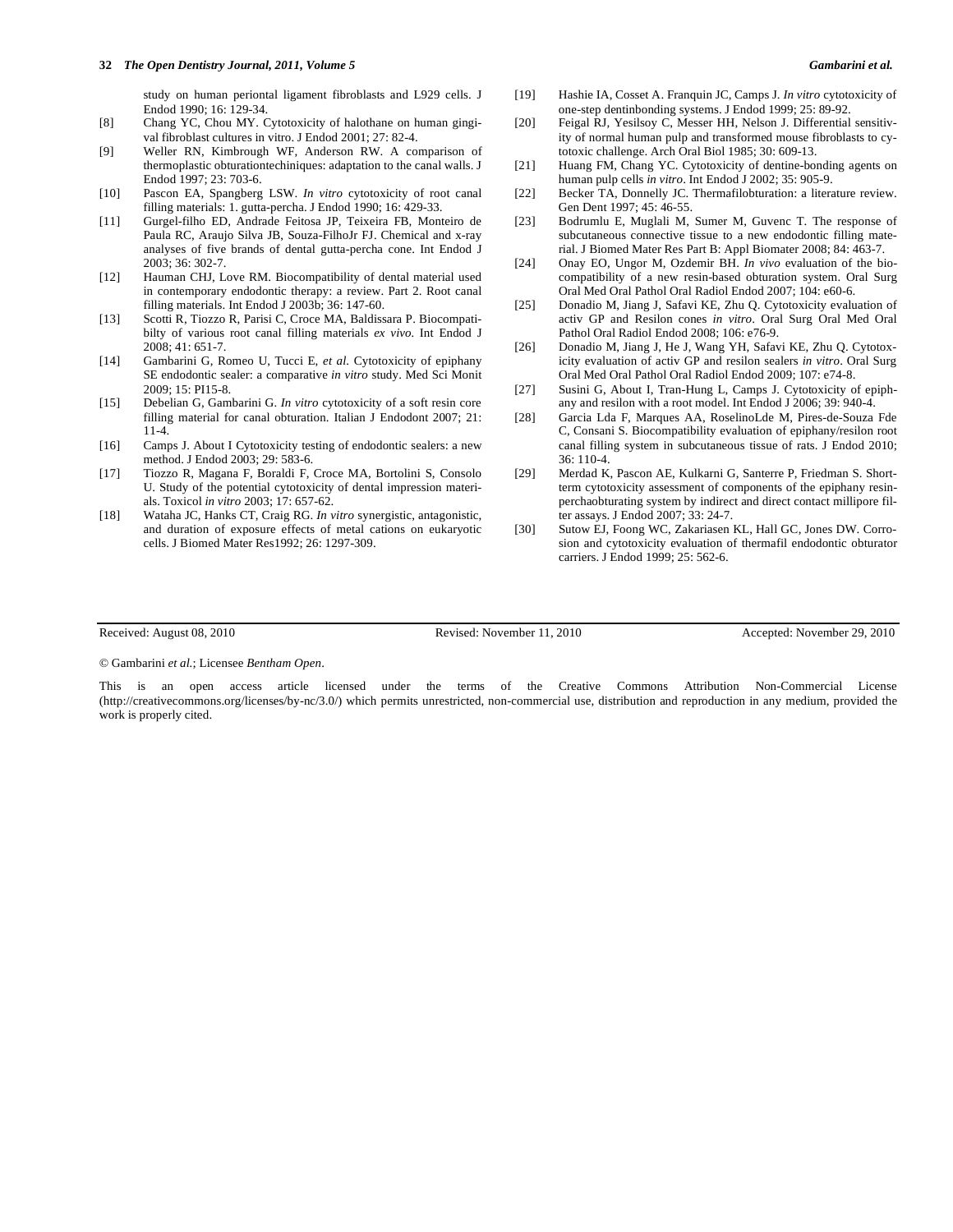study on human periontal ligament fibroblasts and L929 cells. J Endod 1990; 16: 129-34.

[8] Chang YC, Chou MY. Cytotoxicity of halothane on human gingival fibroblast cultures in vitro. J Endod 2001; 27: 82-4.

[9] Weller RN, Kimbrough WF, Anderson RW. A comparison of thermoplastic obturationtechiniques: adaptation to the canal walls. J Endod 1997; 23: 703-6.

[10] Pascon EA, Spangberg LSW. *In vitro* cytotoxicity of root canal filling materials: 1. gutta-percha. J Endod 1990; 16: 429-33.

[11] Gurgel-filho ED, Andrade Feitosa JP, Teixeira FB, Monteiro de Paula RC, Araujo Silva JB, Souza-FilhoJr FJ. Chemical and x-ray analyses of five brands of dental gutta-percha cone. Int Endod J 2003; 36: 302-7.

[12] Hauman CHJ, Love RM. Biocompatibility of dental material used in contemporary endodontic therapy: a review. Part 2. Root canal filling materials. Int Endod J 2003b; 36: 147-60.

[13] Scotti R, Tiozzo R, Parisi C, Croce MA, Baldissara P. Biocompatibilty of various root canal filling materials *ex vivo*. Int Endod J 2008; 41: 651-7.

[14] Gambarini G, Romeo U, Tucci E, *et al*. Cytotoxicity of epiphany SE endodontic sealer: a comparative *in vitro* study. Med Sci Monit 2009; 15: PI15-8.

[15] Debelian G, Gambarini G. *In vitro* cytotoxicity of a soft resin core filling material for canal obturation. Italian J Endodont 2007; 21: 11-4.

[16] Camps J. About I Cytotoxicity testing of endodontic sealers: a new method. J Endod 2003; 29: 583-6.

[17] Tiozzo R, Magana F, Boraldi F, Croce MA, Bortolini S, Consolo U. Study of the potential cytotoxicity of dental impression materials. Toxicol *in vitro* 2003; 17: 657-62.

[18] Wataha JC, Hanks CT, Craig RG. *In vitro* synergistic, antagonistic, and duration of exposure effects of metal cations on eukaryotic cells. J Biomed Mater Res1992; 26: 1297-309.

[19] Hashie IA, Cosset A. Franquin JC, Camps J. *In vitro* cytotoxicity of one-step dentinbonding systems. J Endod 1999; 25: 89-92.

[20] Feigal RJ, Yesilsoy C, Messer HH, Nelson J. Differential sensitivity of normal human pulp and transformed mouse fibroblasts to cytotoxic challenge. Arch Oral Biol 1985; 30: 609-13.

[21] Huang FM, Chang YC. Cytotoxicity of dentine-bonding agents on human pulp cells *in vitro*. Int Endod J 2002; 35: 905-9.

[22] Becker TA, Donnelly JC. Thermafilobturation: a literature review. Gen Dent 1997; 45: 46-55.

[23] Bodrumlu E, Muglali M, Sumer M, Guvenc T. The response of subcutaneous connective tissue to a new endodontic filling material. J Biomed Mater Res Part B: Appl Biomater 2008; 84: 463-7.

[24] Onay EO, Ungor M, Ozdemir BH. *In vivo* evaluation of the biocompatibility of a new resin-based obturation system. Oral Surg Oral Med Oral Pathol Oral Radiol Endod 2007; 104: e60-6.

[25] Donadio M, Jiang J, Safavi KE, Zhu Q. Cytotoxicity evaluation of activ GP and Resilon cones *in vitro*. Oral Surg Oral Med Oral Pathol Oral Radiol Endod 2008; 106: e76-9.

[26] Donadio M, Jiang J, He J, Wang YH, Safavi KE, Zhu Q. Cytotoxicity evaluation of activ GP and resilon sealers *in vitro*. Oral Surg Oral Med Oral Pathol Oral Radiol Endod 2009; 107: e74-8.

[27] Susini G, About I, Tran-Hung L, Camps J. Cytotoxicity of epiphany and resilon with a root model. Int Endod J 2006; 39: 940-4.

[28] Garcia Lda F, Marques AA, RoselinoLde M, Pires-de-Souza Fde C, Consani S. Biocompatibility evaluation of epiphany/resilon root canal filling system in subcutaneous tissue of rats. J Endod 2010; 36: 110-4.

[29] Merdad K, Pascon AE, Kulkarni G, Santerre P, Friedman S. Short-term cytotoxicity assessment of components of the epiphany resin-perchaobturating system by indirect and direct contact millipore filter assays. J Endod 2007; 33: 24-7.

[30] Sutow EJ, Foong WC, Zakariasen KL, Hall GC, Jones DW. Corrosion and cytotoxicity evaluation of thermafil endodontic obturator carriers. J Endod 1999; 25: 562-6.

Received: August 08, 2010 Revised: November 11, 2010 Accepted: November 29, 2010

© Gambarini *et al.*; Licensee *Bentham Open*.

This is an open access article licensed under the terms of the Creative Commons Attribution Non-Commercial License (http://creativecommons.org/licenses/by-nc/3.0/) which permits unrestricted, non-commercial use, distribution and reproduction in any medium, provided the work is properly cited.